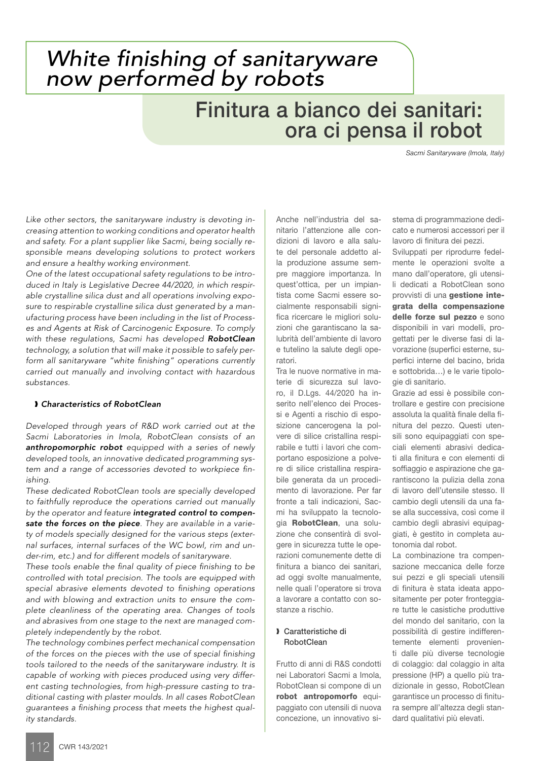# *White finishing of sanitaryware now performed by robots*

# Finitura a bianco dei sanitari: ora ci pensa il robot

*Sacmi Sanitaryware (Imola, Italy)*

*Like other sectors, the sanitaryware industry is devoting increasing attention to working conditions and operator health and safety. For a plant supplier like Sacmi, being socially responsible means developing solutions to protect workers and ensure a healthy working environment.*

*One of the latest occupational safety regulations to be introduced in Italy is Legislative Decree 44/2020, in which respirable crystalline silica dust and all operations involving exposure to respirable crystalline silica dust generated by a manufacturing process have been including in the list of Processes and Agents at Risk of Carcinogenic Exposure. To comply with these regulations, Sacmi has developed* ***RobotClean*** *technology, a solution that will make it possible to safely perform all sanitaryware "white finishing" operations currently carried out manually and involving contact with hazardous substances.*

### *Characteristics of RobotClean*

*Developed through years of R&D work carried out at the Sacmi Laboratories in Imola, RobotClean consists of an* ***anthropomorphic robot*** *equipped with a series of newly developed tools, an innovative dedicated programming system and a range of accessories devoted to workpiece finishing.*

*These dedicated RobotClean tools are specially developed to faithfully reproduce the operations carried out manually by the operator and feature* ***integrated control to compensate the forces on the piece****. They are available in a variety of models specially designed for the various steps (external surfaces, internal surfaces of the WC bowl, rim and under-rim, etc.) and for different models of sanitaryware.*

*These tools enable the final quality of piece finishing to be controlled with total precision. The tools are equipped with special abrasive elements devoted to finishing operations and with blowing and extraction units to ensure the complete cleanliness of the operating area. Changes of tools and abrasives from one stage to the next are managed completely independently by the robot.*

*The technology combines perfect mechanical compensation of the forces on the pieces with the use of special finishing tools tailored to the needs of the sanitaryware industry. It is capable of working with pieces produced using very different casting technologies, from high-pressure casting to traditional casting with plaster moulds. In all cases RobotClean guarantees a finishing process that meets the highest quality standards.*

Anche nell'industria del sanitario l'attenzione alle condizioni di lavoro e alla salute del personale addetto alla produzione assume sempre maggiore importanza. In quest'ottica, per un impiantista come Sacmi essere socialmente responsabili significa ricercare le migliori soluzioni che garantiscano la salubrità dell'ambiente di lavoro e tutelino la salute degli operatori.

Tra le nuove normative in materie di sicurezza sul lavoro, il D.Lgs. 44/2020 ha inserito nell'elenco dei Processi e Agenti a rischio di esposizione cancerogena la polvere di silice cristallina respirabile e tutti i lavori che comportano esposizione a polvere di silice cristallina respirabile generata da un procedimento di lavorazione. Per far fronte a tali indicazioni, Sacmi ha sviluppato la tecnologia **RobotClean**, una soluzione che consentirà di svolgere in sicurezza tutte le operazioni comunemente dette di finitura a bianco dei sanitari, ad oggi svolte manualmente, nelle quali l'operatore si trova a lavorare a contatto con sostanze a rischio.

### Caratteristiche di RobotClean

Frutto di anni di R&S condotti nei Laboratori Sacmi a Imola, RobotClean si compone di un **robot antropomorfo** equipaggiato con utensili di nuova concezione, un innovativo sistema di programmazione dedicato e numerosi accessori per il lavoro di finitura dei pezzi.

Sviluppati per riprodurre fedelmente le operazioni svolte a mano dall'operatore, gli utensili dedicati a RobotClean sono provvisti di una **gestione integrata della compensazione delle forze sul pezzo** e sono disponibili in vari modelli, progettati per le diverse fasi di lavorazione (superfici esterne, superfici interne del bacino, brida e sottobrida…) e le varie tipologie di sanitario.

Grazie ad essi è possibile controllare e gestire con precisione assoluta la qualità finale della finitura del pezzo. Questi utensili sono equipaggiati con speciali elementi abrasivi dedicati alla finitura e con elementi di soffiaggio e aspirazione che garantiscono la pulizia della zona di lavoro dell'utensile stesso. Il cambio degli utensili da una fase alla successiva, così come il cambio degli abrasivi equipaggiati, è gestito in completa autonomia dal robot.

La combinazione tra compensazione meccanica delle forze sui pezzi e gli speciali utensili di finitura è stata ideata appositamente per poter fronteggiare tutte le casistiche produttive del mondo del sanitario, con la possibilità di gestire indifferentemente elementi provenienti dalle più diverse tecnologie di colaggio: dal colaggio in alta pressione (HP) a quello più tradizionale in gesso, RobotClean garantisce un processo di finitura sempre all'altezza degli standard qualitativi più elevati.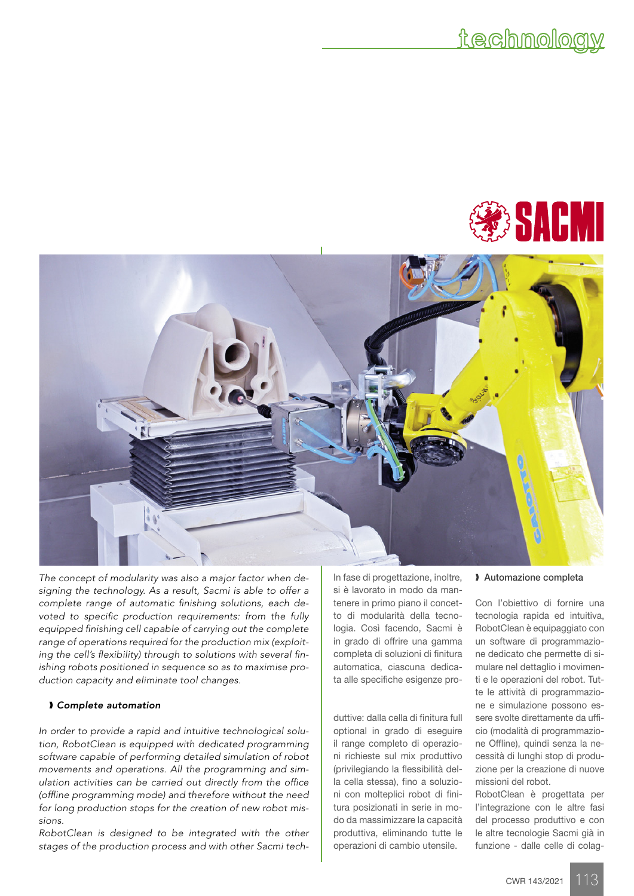*The concept of modularity was also a major factor when designing the technology. As a result, Sacmi is able to offer a complete range of automatic finishing solutions, each devoted to specific production requirements: from the fully equipped finishing cell capable of carrying out the complete range of operations required for the production mix (exploiting the cell's flexibility) through to solutions with several finishing robots positioned in sequence so as to maximise production capacity and eliminate tool changes.*

### *Complete automation*

*In order to provide a rapid and intuitive technological solution, RobotClean is equipped with dedicated programming software capable of performing detailed simulation of robot movements and operations. All the programming and simulation activities can be carried out directly from the office (offline programming mode) and therefore without the need for long production stops for the creation of new robot missions.*

*RobotClean is designed to be integrated with the other stages of the production process and with other Sacmi tech-*

In fase di progettazione, inoltre, si è lavorato in modo da mantenere in primo piano il concetto di modularità della tecnologia. Così facendo, Sacmi è in grado di offrire una gamma completa di soluzioni di finitura automatica, ciascuna dedicata alle specifiche esigenze produttive: dalla cella di finitura full optional in grado di eseguire il range completo di operazioni richieste sul mix produttivo (privilegiando la flessibilità della cella stessa), fino a soluzioni con molteplici robot di finitura posizionati in serie in modo da massimizzare la capacità produttiva, eliminando tutte le operazioni di cambio utensile.

### Automazione completa

Con l'obiettivo di fornire una tecnologia rapida ed intuitiva, RobotClean è equipaggiato con un software di programmazione dedicato che permette di simulare nel dettaglio i movimenti e le operazioni del robot. Tutte le attività di programmazione e simulazione possono essere svolte direttamente da ufficio (modalità di programmazione Offline), quindi senza la necessità di lunghi stop di produzione per la creazione di nuove missioni del robot.

RobotClean è progettata per l'integrazione con le altre fasi del processo produttivo e con le altre tecnologie Sacmi già in funzione - dalle celle di colag-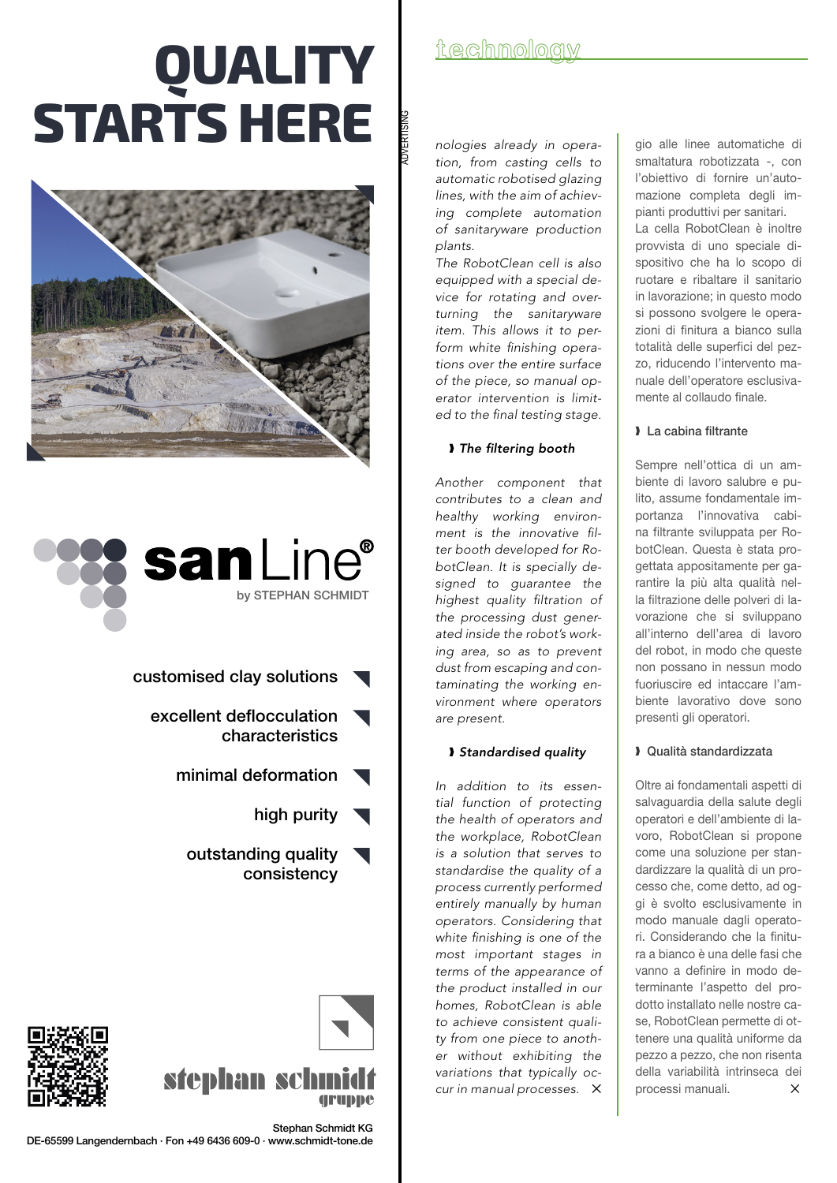# QUALITY STARTS HERE

sanLine® by STEPHAN SCHMIDT

- customised clay solutions
- excellent deflocculation characteristics
- minimal deformation
- high purity
- outstanding quality consistency

stephan schmidt gruppe

Stephan Schmidt KG
DE-65599 Langendernbach · Fon +49 6436 609-0 · www.schmidt-tone.de

ADVERTISING

*nologies already in operation, from casting cells to automatic robotised glazing lines, with the aim of achieving complete automation of sanitaryware production plants.*

*The RobotClean cell is also equipped with a special device for rotating and overturning the sanitaryware item. This allows it to perform white finishing operations over the entire surface of the piece, so manual operator intervention is limited to the final testing stage.*

### *The filtering booth*

*Another component that contributes to a clean and healthy working environment is the innovative filter booth developed for RobotClean. It is specially designed to guarantee the highest quality filtration of the processing dust generated inside the robot's working area, so as to prevent dust from escaping and contaminating the working environment where operators are present.*

### *Standardised quality*

*In addition to its essential function of protecting the health of operators and the workplace, RobotClean is a solution that serves to standardise the quality of a process currently performed entirely manually by human operators. Considering that white finishing is one of the most important stages in terms of the appearance of the product installed in our homes, RobotClean is able to achieve consistent quality from one piece to another without exhibiting the variations that typically occur in manual processes.*

gio alle linee automatiche di smaltatura robotizzata -, con l'obiettivo di fornire un'automazione completa degli impianti produttivi per sanitari.

La cella RobotClean è inoltre provvista di uno speciale dispositivo che ha lo scopo di ruotare e ribaltare il sanitario in lavorazione; in questo modo si possono svolgere le operazioni di finitura a bianco sulla totalità delle superfici del pezzo, riducendo l'intervento manuale dell'operatore esclusivamente al collaudo finale.

### La cabina filtrante

Sempre nell'ottica di un ambiente di lavoro salubre e pulito, assume fondamentale importanza l'innovativa cabina filtrante sviluppata per RobotClean. Questa è stata progettata appositamente per garantire la più alta qualità nella filtrazione delle polveri di lavorazione che si sviluppano all'interno dell'area di lavoro del robot, in modo che queste non possano in nessun modo fuoriuscire ed intaccare l'ambiente lavorativo dove sono presenti gli operatori.

### Qualità standardizzata

Oltre ai fondamentali aspetti di salvaguardia della salute degli operatori e dell'ambiente di lavoro, RobotClean si propone come una soluzione per standardizzare la qualità di un processo che, come detto, ad oggi è svolto esclusivamente in modo manuale dagli operatori. Considerando che la finitura a bianco è una delle fasi che vanno a definire in modo determinante l'aspetto del prodotto installato nelle nostre case, RobotClean permette di ottenere una qualità uniforme da pezzo a pezzo, che non risenta della variabilità intrinseca dei processi manuali.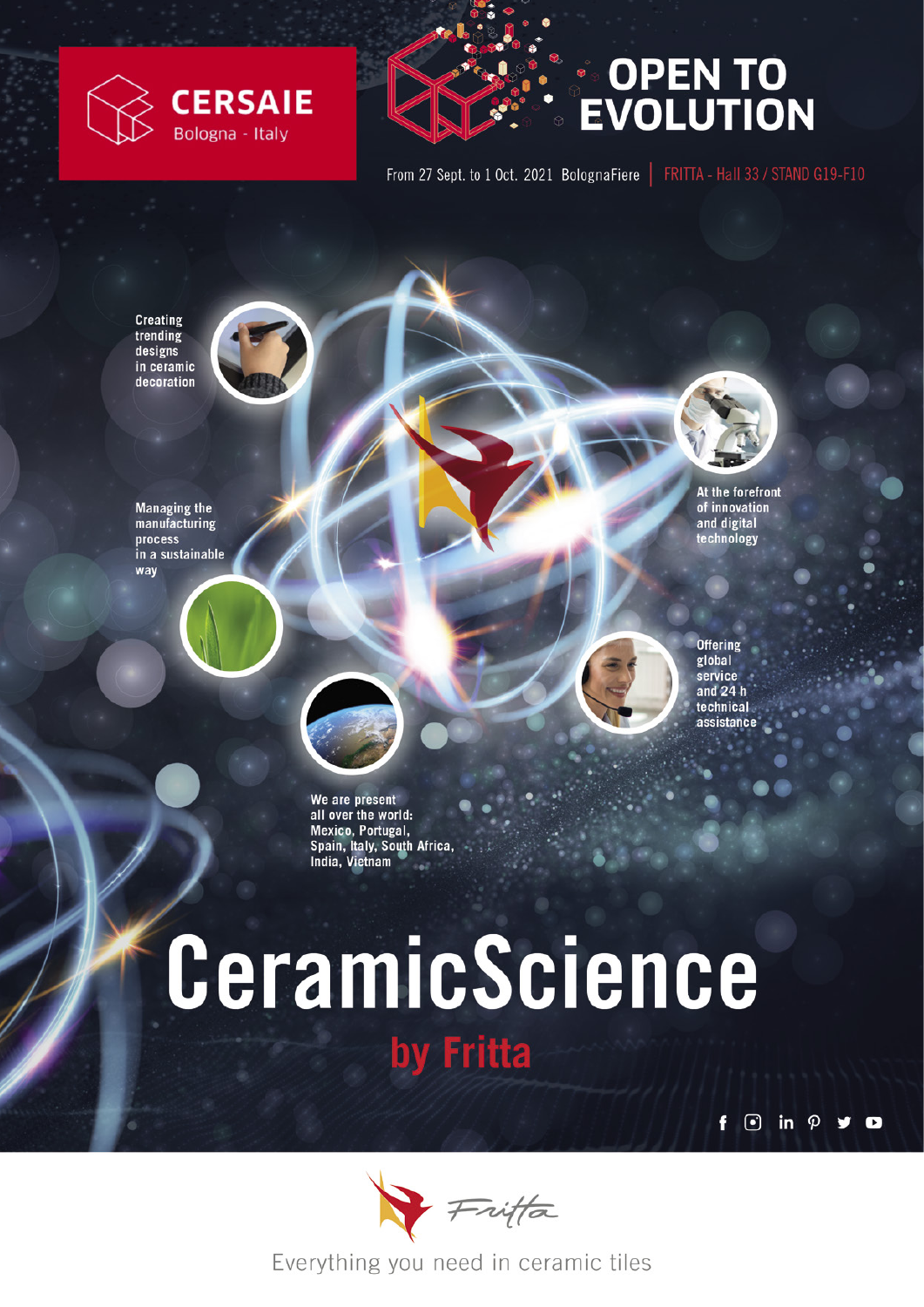CERSAIE
Bologna - Italy

# OPEN TO EVOLUTION

From 27 Sept. to 1 Oct. 2021 BolognaFiere | FRITTA - Hall 33 / STAND G19-F10

Creating trending designs in ceramic decoration

At the forefront of innovation and digital technology

Managing the manufacturing process in a sustainable way

Offering global service and 24 h technical assistance

We are present all over the world: Mexico, Portugal, Spain, Italy, South Africa, India, Vietnam

# CeramicScience

## by Fritta

Fritta

Everything you need in ceramic tiles